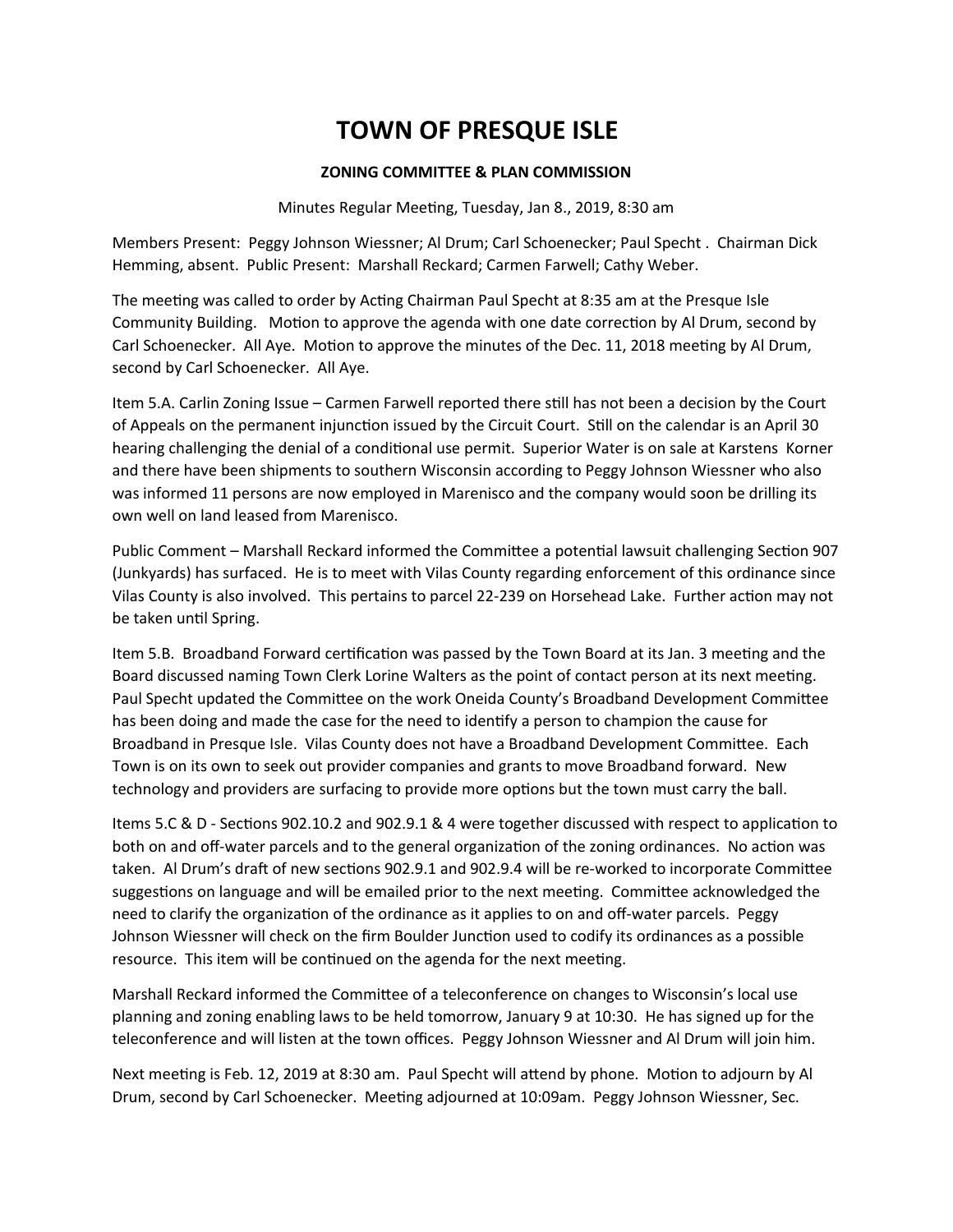# TOWN OF PRESQUE ISLE

## ZONING COMMITTEE & PLAN COMMISSION

Minutes Regular Meeting, Tuesday, Jan 8., 2019, 8:30 am

Members Present: Peggy Johnson Wiessner; Al Drum; Carl Schoenecker; Paul Specht . Chairman Dick Hemming, absent. Public Present: Marshall Reckard; Carmen Farwell; Cathy Weber.

The meeting was called to order by Acting Chairman Paul Specht at 8:35 am at the Presque Isle Community Building. Motion to approve the agenda with one date correction by Al Drum, second by Carl Schoenecker. All Aye. Motion to approve the minutes of the Dec. 11, 2018 meeting by Al Drum, second by Carl Schoenecker. All Aye.

Item 5.A. Carlin Zoning Issue – Carmen Farwell reported there still has not been a decision by the Court of Appeals on the permanent injunction issued by the Circuit Court. Still on the calendar is an April 30 hearing challenging the denial of a conditional use permit. Superior Water is on sale at Karstens Korner and there have been shipments to southern Wisconsin according to Peggy Johnson Wiessner who also was informed 11 persons are now employed in Marenisco and the company would soon be drilling its own well on land leased from Marenisco.

Public Comment – Marshall Reckard informed the Committee a potential lawsuit challenging Section 907 (Junkyards) has surfaced. He is to meet with Vilas County regarding enforcement of this ordinance since Vilas County is also involved. This pertains to parcel 22-239 on Horsehead Lake. Further action may not be taken until Spring.

Item 5.B. Broadband Forward certification was passed by the Town Board at its Jan. 3 meeting and the Board discussed naming Town Clerk Lorine Walters as the point of contact person at its next meeting. Paul Specht updated the Committee on the work Oneida County's Broadband Development Committee has been doing and made the case for the need to identify a person to champion the cause for Broadband in Presque Isle. Vilas County does not have a Broadband Development Committee. Each Town is on its own to seek out provider companies and grants to move Broadband forward. New technology and providers are surfacing to provide more options but the town must carry the ball.

Items 5.C & D - Sections 902.10.2 and 902.9.1 & 4 were together discussed with respect to application to both on and off-water parcels and to the general organization of the zoning ordinances. No action was taken. Al Drum's draft of new sections 902.9.1 and 902.9.4 will be re-worked to incorporate Committee suggestions on language and will be emailed prior to the next meeting. Committee acknowledged the need to clarify the organization of the ordinance as it applies to on and off-water parcels. Peggy Johnson Wiessner will check on the firm Boulder Junction used to codify its ordinances as a possible resource. This item will be continued on the agenda for the next meeting.

Marshall Reckard informed the Committee of a teleconference on changes to Wisconsin's local use planning and zoning enabling laws to be held tomorrow, January 9 at 10:30. He has signed up for the teleconference and will listen at the town offices. Peggy Johnson Wiessner and Al Drum will join him.

Next meeting is Feb. 12, 2019 at 8:30 am. Paul Specht will attend by phone. Motion to adjourn by Al Drum, second by Carl Schoenecker. Meeting adjourned at 10:09am. Peggy Johnson Wiessner, Sec.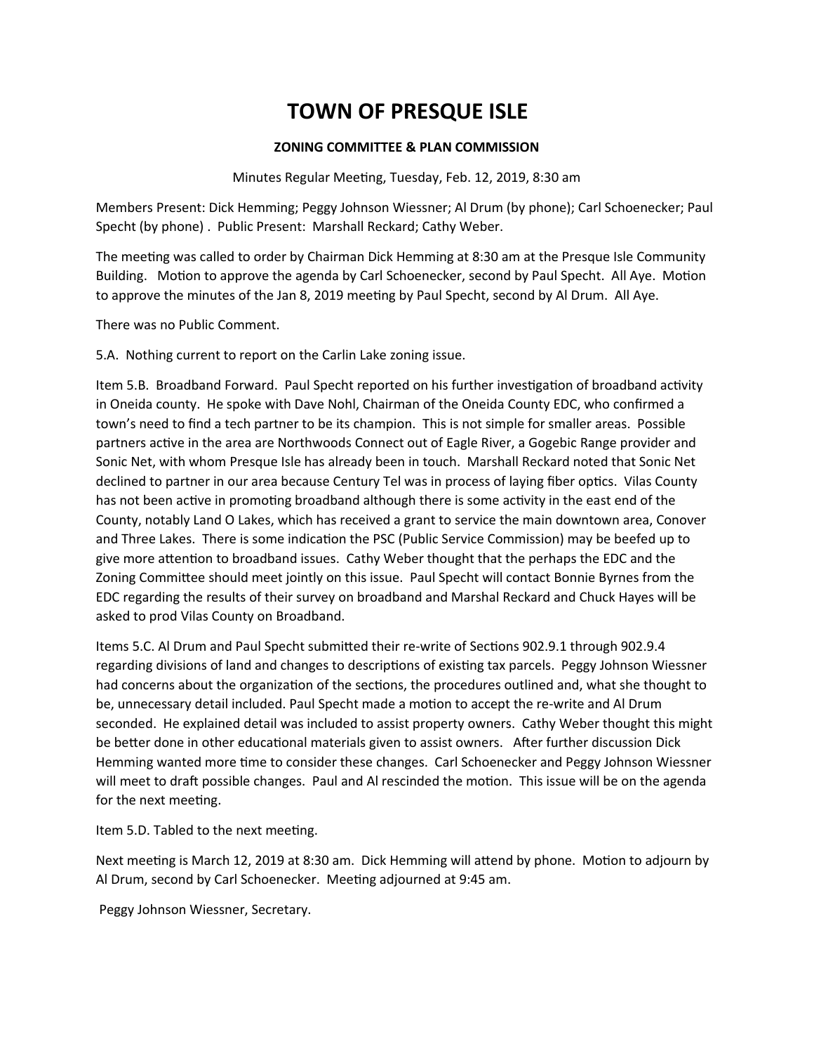# TOWN OF PRESQUE ISLE

**ZONING COMMITTEE & PLAN COMMISSION**

Minutes Regular Meeting, Tuesday, Feb. 12, 2019, 8:30 am

Members Present: Dick Hemming; Peggy Johnson Wiessner; Al Drum (by phone); Carl Schoenecker; Paul Specht (by phone) . Public Present: Marshall Reckard; Cathy Weber.

The meeting was called to order by Chairman Dick Hemming at 8:30 am at the Presque Isle Community Building. Motion to approve the agenda by Carl Schoenecker, second by Paul Specht. All Aye. Motion to approve the minutes of the Jan 8, 2019 meeting by Paul Specht, second by Al Drum. All Aye.

There was no Public Comment.

5.A. Nothing current to report on the Carlin Lake zoning issue.

Item 5.B. Broadband Forward. Paul Specht reported on his further investigation of broadband activity in Oneida county. He spoke with Dave Nohl, Chairman of the Oneida County EDC, who confirmed a town's need to find a tech partner to be its champion. This is not simple for smaller areas. Possible partners active in the area are Northwoods Connect out of Eagle River, a Gogebic Range provider and Sonic Net, with whom Presque Isle has already been in touch. Marshall Reckard noted that Sonic Net declined to partner in our area because Century Tel was in process of laying fiber optics. Vilas County has not been active in promoting broadband although there is some activity in the east end of the County, notably Land O Lakes, which has received a grant to service the main downtown area, Conover and Three Lakes. There is some indication the PSC (Public Service Commission) may be beefed up to give more attention to broadband issues. Cathy Weber thought that the perhaps the EDC and the Zoning Committee should meet jointly on this issue. Paul Specht will contact Bonnie Byrnes from the EDC regarding the results of their survey on broadband and Marshal Reckard and Chuck Hayes will be asked to prod Vilas County on Broadband.

Items 5.C. Al Drum and Paul Specht submitted their re-write of Sections 902.9.1 through 902.9.4 regarding divisions of land and changes to descriptions of existing tax parcels. Peggy Johnson Wiessner had concerns about the organization of the sections, the procedures outlined and, what she thought to be, unnecessary detail included. Paul Specht made a motion to accept the re-write and Al Drum seconded. He explained detail was included to assist property owners. Cathy Weber thought this might be better done in other educational materials given to assist owners. After further discussion Dick Hemming wanted more time to consider these changes. Carl Schoenecker and Peggy Johnson Wiessner will meet to draft possible changes. Paul and Al rescinded the motion. This issue will be on the agenda for the next meeting.

Item 5.D. Tabled to the next meeting.

Next meeting is March 12, 2019 at 8:30 am. Dick Hemming will attend by phone. Motion to adjourn by Al Drum, second by Carl Schoenecker. Meeting adjourned at 9:45 am.

Peggy Johnson Wiessner, Secretary.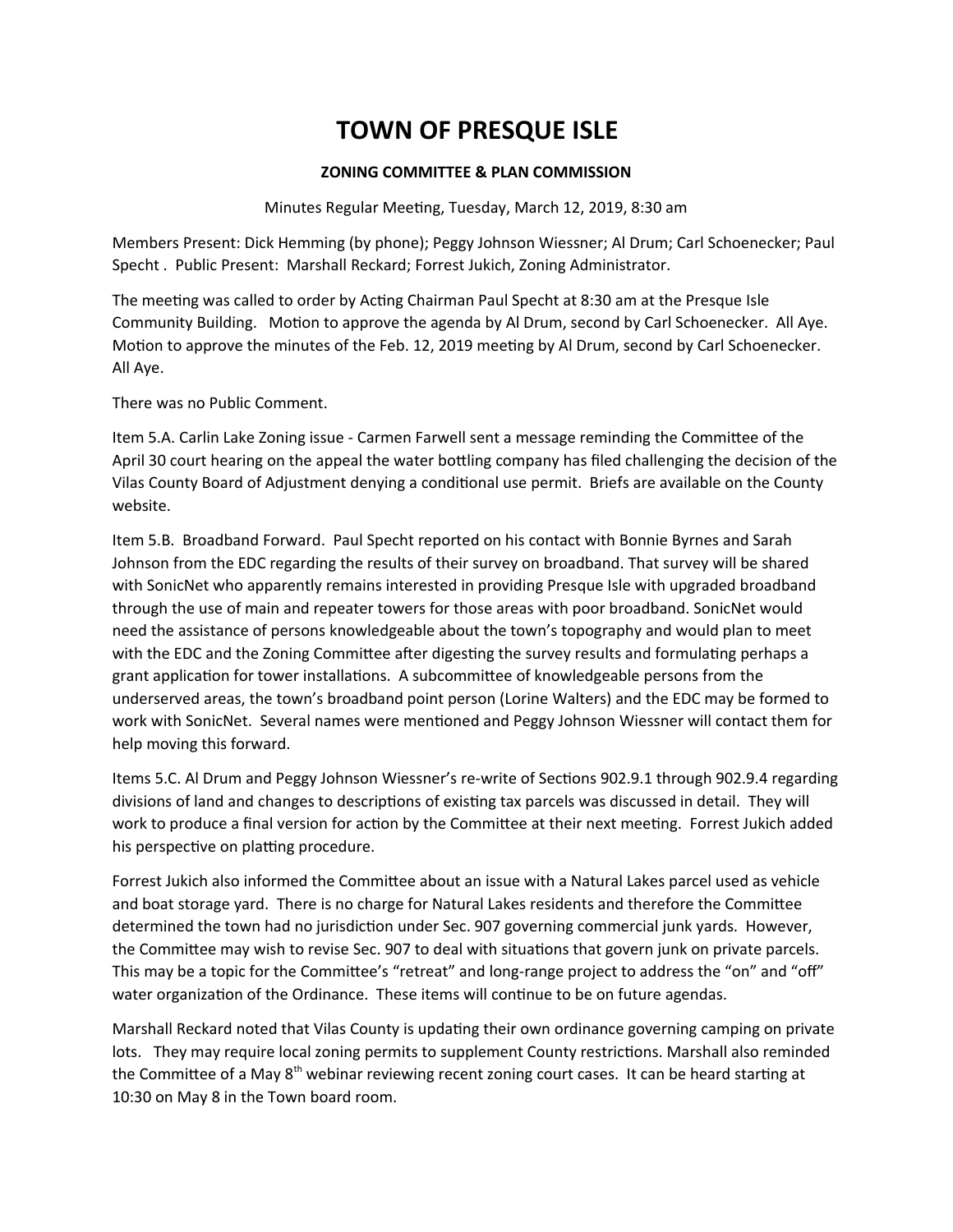# TOWN OF PRESQUE ISLE

## ZONING COMMITTEE & PLAN COMMISSION

Minutes Regular Meeting, Tuesday, March 12, 2019, 8:30 am

Members Present: Dick Hemming (by phone); Peggy Johnson Wiessner; Al Drum; Carl Schoenecker; Paul Specht . Public Present: Marshall Reckard; Forrest Jukich, Zoning Administrator.

The meeting was called to order by Acting Chairman Paul Specht at 8:30 am at the Presque Isle Community Building. Motion to approve the agenda by Al Drum, second by Carl Schoenecker. All Aye. Motion to approve the minutes of the Feb. 12, 2019 meeting by Al Drum, second by Carl Schoenecker. All Aye.

There was no Public Comment.

Item 5.A. Carlin Lake Zoning issue - Carmen Farwell sent a message reminding the Committee of the April 30 court hearing on the appeal the water bottling company has filed challenging the decision of the Vilas County Board of Adjustment denying a conditional use permit. Briefs are available on the County website.

Item 5.B. Broadband Forward. Paul Specht reported on his contact with Bonnie Byrnes and Sarah Johnson from the EDC regarding the results of their survey on broadband. That survey will be shared with SonicNet who apparently remains interested in providing Presque Isle with upgraded broadband through the use of main and repeater towers for those areas with poor broadband. SonicNet would need the assistance of persons knowledgeable about the town's topography and would plan to meet with the EDC and the Zoning Committee after digesting the survey results and formulating perhaps a grant application for tower installations. A subcommittee of knowledgeable persons from the underserved areas, the town's broadband point person (Lorine Walters) and the EDC may be formed to work with SonicNet. Several names were mentioned and Peggy Johnson Wiessner will contact them for help moving this forward.

Items 5.C. Al Drum and Peggy Johnson Wiessner's re-write of Sections 902.9.1 through 902.9.4 regarding divisions of land and changes to descriptions of existing tax parcels was discussed in detail. They will work to produce a final version for action by the Committee at their next meeting. Forrest Jukich added his perspective on platting procedure.

Forrest Jukich also informed the Committee about an issue with a Natural Lakes parcel used as vehicle and boat storage yard. There is no charge for Natural Lakes residents and therefore the Committee determined the town had no jurisdiction under Sec. 907 governing commercial junk yards. However, the Committee may wish to revise Sec. 907 to deal with situations that govern junk on private parcels. This may be a topic for the Committee's "retreat" and long-range project to address the "on" and "off" water organization of the Ordinance. These items will continue to be on future agendas.

Marshall Reckard noted that Vilas County is updating their own ordinance governing camping on private lots. They may require local zoning permits to supplement County restrictions. Marshall also reminded the Committee of a May 8th webinar reviewing recent zoning court cases. It can be heard starting at 10:30 on May 8 in the Town board room.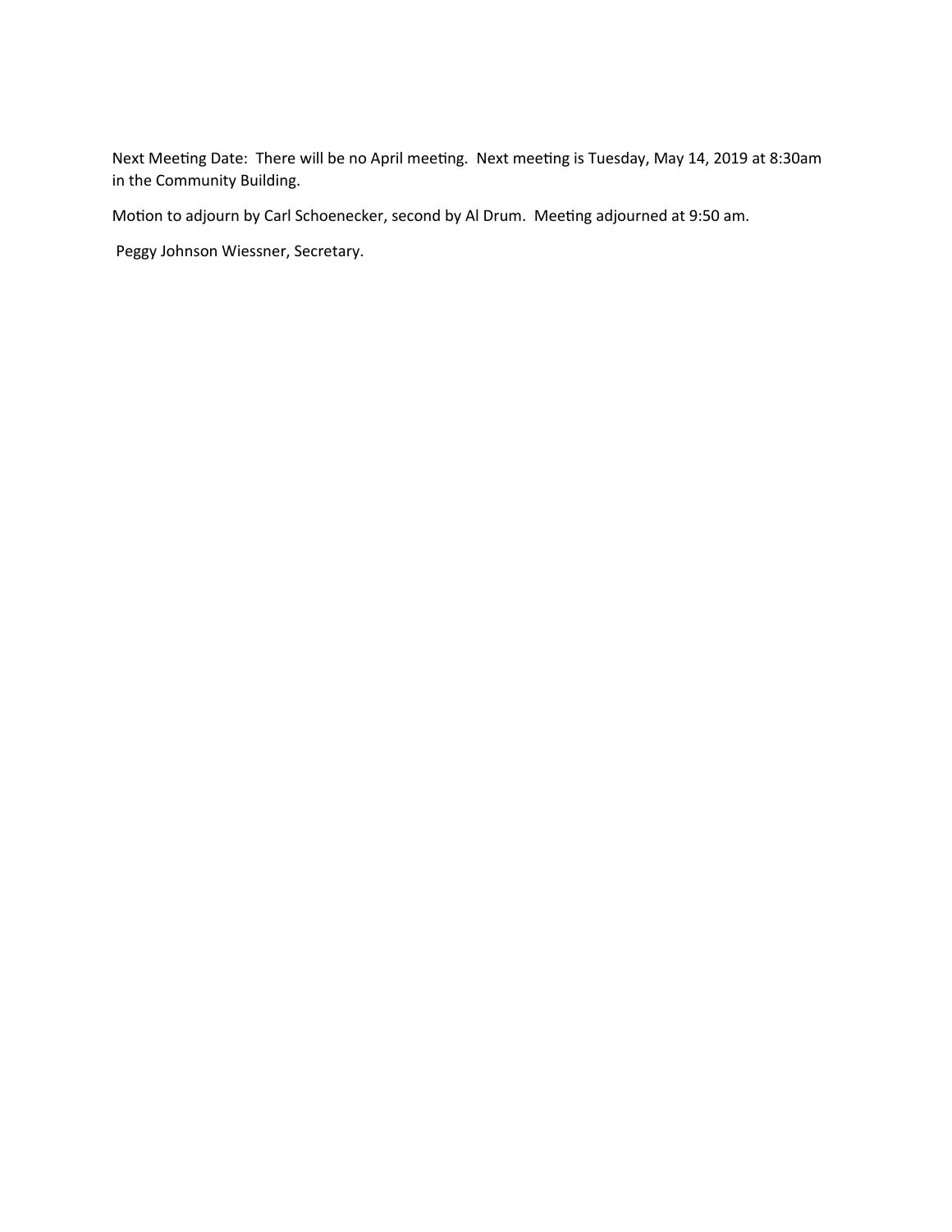Next Meeting Date: There will be no April meeting. Next meeting is Tuesday, May 14, 2019 at 8:30am in the Community Building.

Motion to adjourn by Carl Schoenecker, second by Al Drum. Meeting adjourned at 9:50 am.

Peggy Johnson Wiessner, Secretary.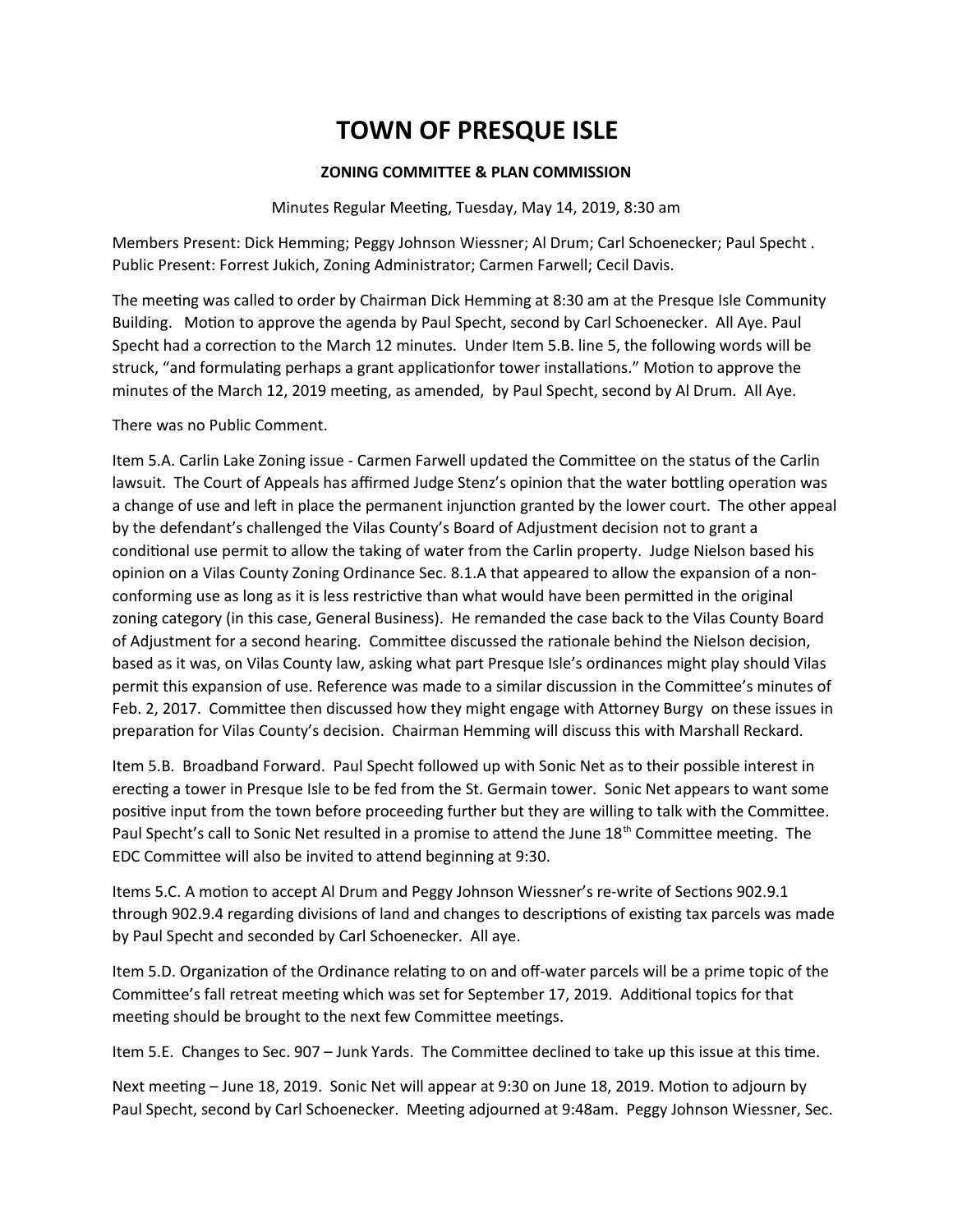# TOWN OF PRESQUE ISLE

**ZONING COMMITTEE & PLAN COMMISSION**

Minutes Regular Meeting, Tuesday, May 14, 2019, 8:30 am

Members Present: Dick Hemming; Peggy Johnson Wiessner; Al Drum; Carl Schoenecker; Paul Specht . Public Present: Forrest Jukich, Zoning Administrator; Carmen Farwell; Cecil Davis.

The meeting was called to order by Chairman Dick Hemming at 8:30 am at the Presque Isle Community Building. Motion to approve the agenda by Paul Specht, second by Carl Schoenecker. All Aye. Paul Specht had a correction to the March 12 minutes. Under Item 5.B. line 5, the following words will be struck, "and formulating perhaps a grant applicationfor tower installations." Motion to approve the minutes of the March 12, 2019 meeting, as amended, by Paul Specht, second by Al Drum. All Aye.

There was no Public Comment.

Item 5.A. Carlin Lake Zoning issue - Carmen Farwell updated the Committee on the status of the Carlin lawsuit. The Court of Appeals has affirmed Judge Stenz's opinion that the water bottling operation was a change of use and left in place the permanent injunction granted by the lower court. The other appeal by the defendant's challenged the Vilas County's Board of Adjustment decision not to grant a conditional use permit to allow the taking of water from the Carlin property. Judge Nielson based his opinion on a Vilas County Zoning Ordinance Sec. 8.1.A that appeared to allow the expansion of a non-conforming use as long as it is less restrictive than what would have been permitted in the original zoning category (in this case, General Business). He remanded the case back to the Vilas County Board of Adjustment for a second hearing. Committee discussed the rationale behind the Nielson decision, based as it was, on Vilas County law, asking what part Presque Isle's ordinances might play should Vilas permit this expansion of use. Reference was made to a similar discussion in the Committee's minutes of Feb. 2, 2017. Committee then discussed how they might engage with Attorney Burgy on these issues in preparation for Vilas County's decision. Chairman Hemming will discuss this with Marshall Reckard.

Item 5.B. Broadband Forward. Paul Specht followed up with Sonic Net as to their possible interest in erecting a tower in Presque Isle to be fed from the St. Germain tower. Sonic Net appears to want some positive input from the town before proceeding further but they are willing to talk with the Committee. Paul Specht's call to Sonic Net resulted in a promise to attend the June 18th Committee meeting. The EDC Committee will also be invited to attend beginning at 9:30.

Items 5.C. A motion to accept Al Drum and Peggy Johnson Wiessner's re-write of Sections 902.9.1 through 902.9.4 regarding divisions of land and changes to descriptions of existing tax parcels was made by Paul Specht and seconded by Carl Schoenecker. All aye.

Item 5.D. Organization of the Ordinance relating to on and off-water parcels will be a prime topic of the Committee's fall retreat meeting which was set for September 17, 2019. Additional topics for that meeting should be brought to the next few Committee meetings.

Item 5.E. Changes to Sec. 907 – Junk Yards. The Committee declined to take up this issue at this time.

Next meeting – June 18, 2019. Sonic Net will appear at 9:30 on June 18, 2019. Motion to adjourn by Paul Specht, second by Carl Schoenecker. Meeting adjourned at 9:48am. Peggy Johnson Wiessner, Sec.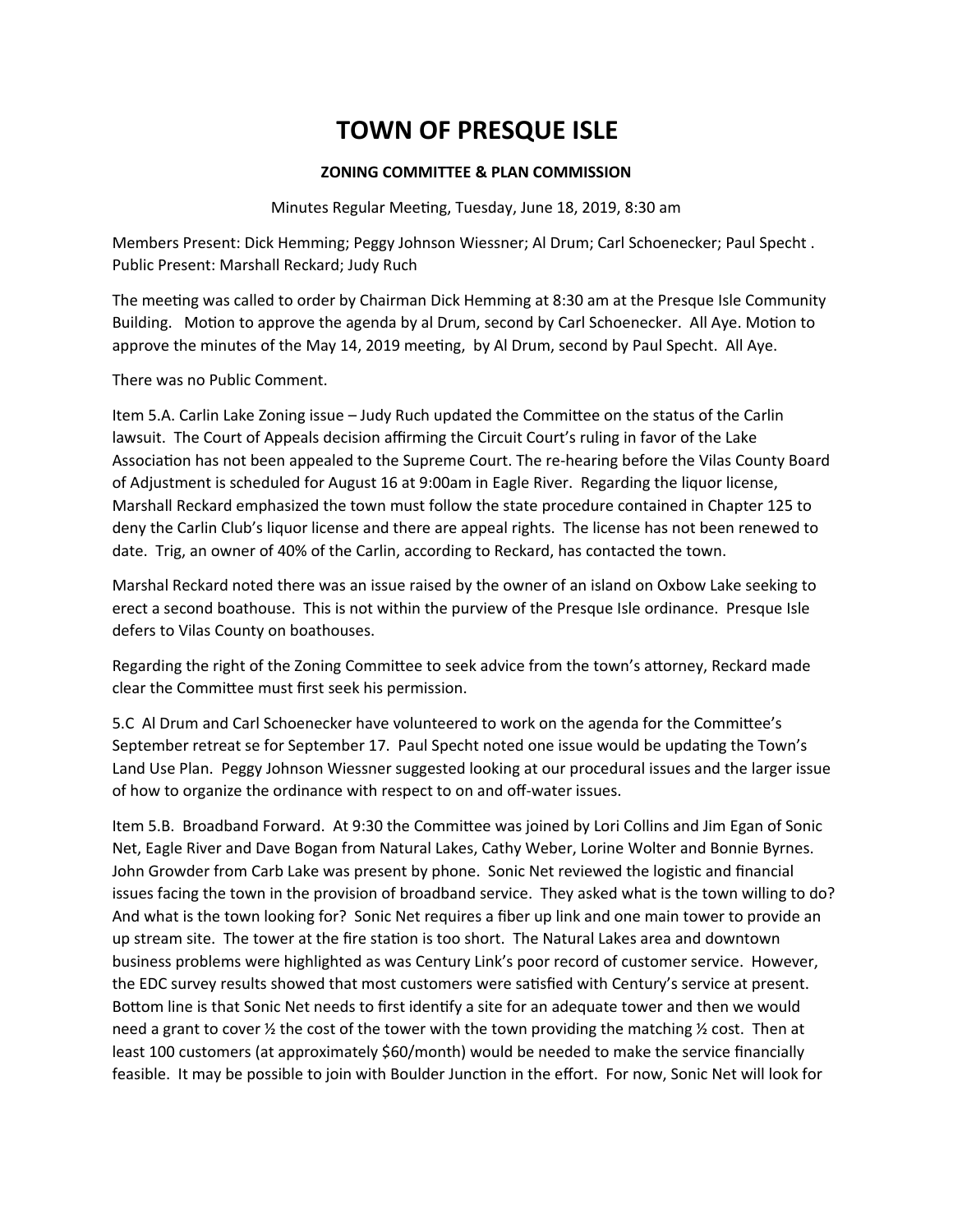# TOWN OF PRESQUE ISLE

**ZONING COMMITTEE & PLAN COMMISSION**

Minutes Regular Meeting, Tuesday, June 18, 2019, 8:30 am

Members Present: Dick Hemming; Peggy Johnson Wiessner; Al Drum; Carl Schoenecker; Paul Specht . Public Present: Marshall Reckard; Judy Ruch

The meeting was called to order by Chairman Dick Hemming at 8:30 am at the Presque Isle Community Building. Motion to approve the agenda by al Drum, second by Carl Schoenecker. All Aye. Motion to approve the minutes of the May 14, 2019 meeting, by Al Drum, second by Paul Specht. All Aye.

There was no Public Comment.

Item 5.A. Carlin Lake Zoning issue – Judy Ruch updated the Committee on the status of the Carlin lawsuit. The Court of Appeals decision affirming the Circuit Court's ruling in favor of the Lake Association has not been appealed to the Supreme Court. The re-hearing before the Vilas County Board of Adjustment is scheduled for August 16 at 9:00am in Eagle River. Regarding the liquor license, Marshall Reckard emphasized the town must follow the state procedure contained in Chapter 125 to deny the Carlin Club's liquor license and there are appeal rights. The license has not been renewed to date. Trig, an owner of 40% of the Carlin, according to Reckard, has contacted the town.

Marshal Reckard noted there was an issue raised by the owner of an island on Oxbow Lake seeking to erect a second boathouse. This is not within the purview of the Presque Isle ordinance. Presque Isle defers to Vilas County on boathouses.

Regarding the right of the Zoning Committee to seek advice from the town's attorney, Reckard made clear the Committee must first seek his permission.

5.C Al Drum and Carl Schoenecker have volunteered to work on the agenda for the Committee's September retreat se for September 17. Paul Specht noted one issue would be updating the Town's Land Use Plan. Peggy Johnson Wiessner suggested looking at our procedural issues and the larger issue of how to organize the ordinance with respect to on and off-water issues.

Item 5.B. Broadband Forward. At 9:30 the Committee was joined by Lori Collins and Jim Egan of Sonic Net, Eagle River and Dave Bogan from Natural Lakes, Cathy Weber, Lorine Wolter and Bonnie Byrnes. John Growder from Carb Lake was present by phone. Sonic Net reviewed the logistic and financial issues facing the town in the provision of broadband service. They asked what is the town willing to do? And what is the town looking for? Sonic Net requires a fiber up link and one main tower to provide an up stream site. The tower at the fire station is too short. The Natural Lakes area and downtown business problems were highlighted as was Century Link's poor record of customer service. However, the EDC survey results showed that most customers were satisfied with Century's service at present. Bottom line is that Sonic Net needs to first identify a site for an adequate tower and then we would need a grant to cover ½ the cost of the tower with the town providing the matching ½ cost. Then at least 100 customers (at approximately $60/month) would be needed to make the service financially feasible. It may be possible to join with Boulder Junction in the effort. For now, Sonic Net will look for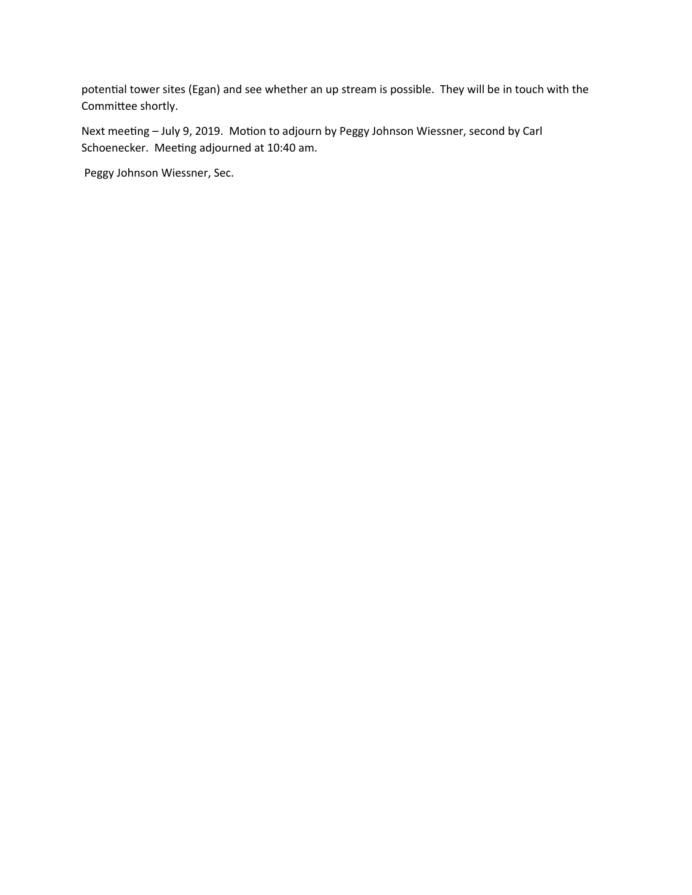potential tower sites (Egan) and see whether an up stream is possible. They will be in touch with the Committee shortly.

Next meeting – July 9, 2019. Motion to adjourn by Peggy Johnson Wiessner, second by Carl Schoenecker. Meeting adjourned at 10:40 am.

Peggy Johnson Wiessner, Sec.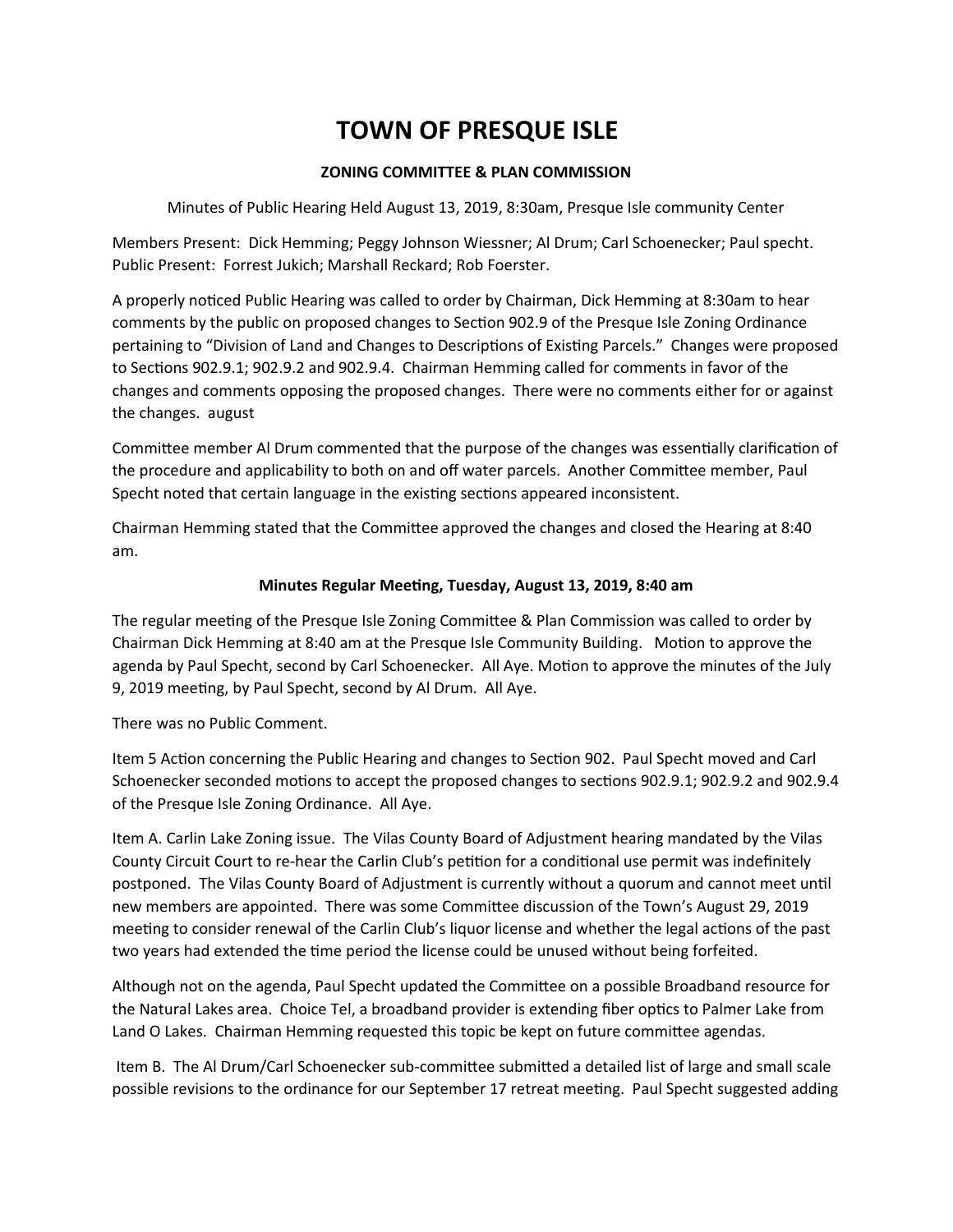# TOWN OF PRESQUE ISLE

**ZONING COMMITTEE & PLAN COMMISSION**

Minutes of Public Hearing Held August 13, 2019, 8:30am, Presque Isle community Center

Members Present: Dick Hemming; Peggy Johnson Wiessner; Al Drum; Carl Schoenecker; Paul specht.
Public Present: Forrest Jukich; Marshall Reckard; Rob Foerster.

A properly noticed Public Hearing was called to order by Chairman, Dick Hemming at 8:30am to hear comments by the public on proposed changes to Section 902.9 of the Presque Isle Zoning Ordinance pertaining to "Division of Land and Changes to Descriptions of Existing Parcels." Changes were proposed to Sections 902.9.1; 902.9.2 and 902.9.4. Chairman Hemming called for comments in favor of the changes and comments opposing the proposed changes. There were no comments either for or against the changes. august

Committee member Al Drum commented that the purpose of the changes was essentially clarification of the procedure and applicability to both on and off water parcels. Another Committee member, Paul Specht noted that certain language in the existing sections appeared inconsistent.

Chairman Hemming stated that the Committee approved the changes and closed the Hearing at 8:40 am.

**Minutes Regular Meeting, Tuesday, August 13, 2019, 8:40 am**

The regular meeting of the Presque Isle Zoning Committee & Plan Commission was called to order by Chairman Dick Hemming at 8:40 am at the Presque Isle Community Building. Motion to approve the agenda by Paul Specht, second by Carl Schoenecker. All Aye. Motion to approve the minutes of the July 9, 2019 meeting, by Paul Specht, second by Al Drum. All Aye.

There was no Public Comment.

Item 5 Action concerning the Public Hearing and changes to Section 902. Paul Specht moved and Carl Schoenecker seconded motions to accept the proposed changes to sections 902.9.1; 902.9.2 and 902.9.4 of the Presque Isle Zoning Ordinance. All Aye.

Item A. Carlin Lake Zoning issue. The Vilas County Board of Adjustment hearing mandated by the Vilas County Circuit Court to re-hear the Carlin Club's petition for a conditional use permit was indefinitely postponed. The Vilas County Board of Adjustment is currently without a quorum and cannot meet until new members are appointed. There was some Committee discussion of the Town's August 29, 2019 meeting to consider renewal of the Carlin Club's liquor license and whether the legal actions of the past two years had extended the time period the license could be unused without being forfeited.

Although not on the agenda, Paul Specht updated the Committee on a possible Broadband resource for the Natural Lakes area. Choice Tel, a broadband provider is extending fiber optics to Palmer Lake from Land O Lakes. Chairman Hemming requested this topic be kept on future committee agendas.

Item B. The Al Drum/Carl Schoenecker sub-committee submitted a detailed list of large and small scale possible revisions to the ordinance for our September 17 retreat meeting. Paul Specht suggested adding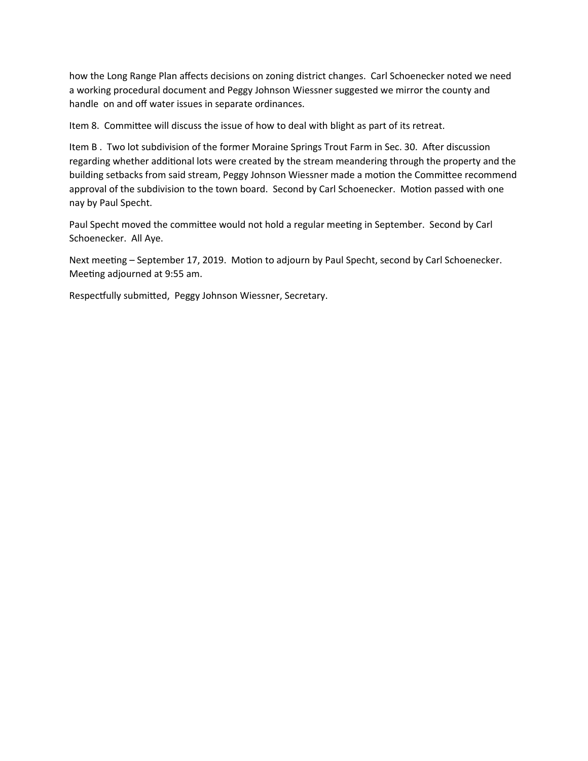how the Long Range Plan affects decisions on zoning district changes. Carl Schoenecker noted we need a working procedural document and Peggy Johnson Wiessner suggested we mirror the county and handle on and off water issues in separate ordinances.

Item 8. Committee will discuss the issue of how to deal with blight as part of its retreat.

Item B . Two lot subdivision of the former Moraine Springs Trout Farm in Sec. 30. After discussion regarding whether additional lots were created by the stream meandering through the property and the building setbacks from said stream, Peggy Johnson Wiessner made a motion the Committee recommend approval of the subdivision to the town board. Second by Carl Schoenecker. Motion passed with one nay by Paul Specht.

Paul Specht moved the committee would not hold a regular meeting in September. Second by Carl Schoenecker. All Aye.

Next meeting – September 17, 2019. Motion to adjourn by Paul Specht, second by Carl Schoenecker. Meeting adjourned at 9:55 am.

Respectfully submitted, Peggy Johnson Wiessner, Secretary.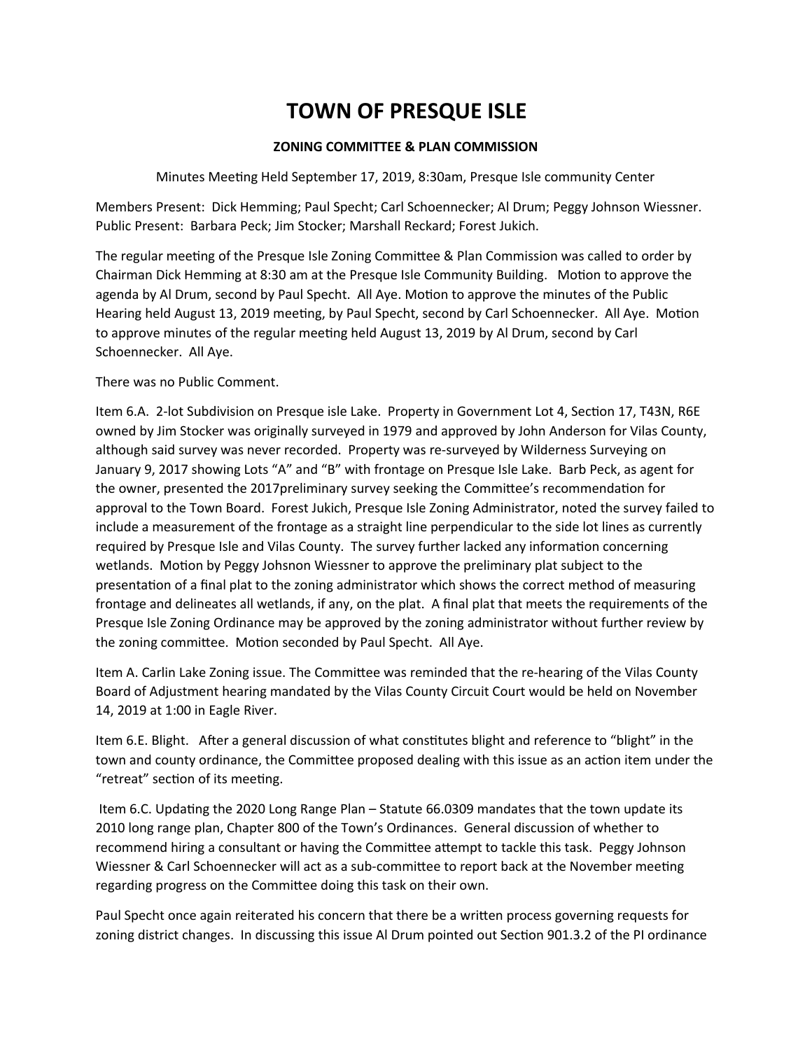# TOWN OF PRESQUE ISLE

## ZONING COMMITTEE & PLAN COMMISSION

Minutes Meeting Held September 17, 2019, 8:30am, Presque Isle community Center

Members Present: Dick Hemming; Paul Specht; Carl Schoennecker; Al Drum; Peggy Johnson Wiessner. Public Present: Barbara Peck; Jim Stocker; Marshall Reckard; Forest Jukich.

The regular meeting of the Presque Isle Zoning Committee & Plan Commission was called to order by Chairman Dick Hemming at 8:30 am at the Presque Isle Community Building. Motion to approve the agenda by Al Drum, second by Paul Specht. All Aye. Motion to approve the minutes of the Public Hearing held August 13, 2019 meeting, by Paul Specht, second by Carl Schoennecker. All Aye. Motion to approve minutes of the regular meeting held August 13, 2019 by Al Drum, second by Carl Schoennecker. All Aye.

There was no Public Comment.

Item 6.A. 2-lot Subdivision on Presque isle Lake. Property in Government Lot 4, Section 17, T43N, R6E owned by Jim Stocker was originally surveyed in 1979 and approved by John Anderson for Vilas County, although said survey was never recorded. Property was re-surveyed by Wilderness Surveying on January 9, 2017 showing Lots "A" and "B" with frontage on Presque Isle Lake. Barb Peck, as agent for the owner, presented the 2017preliminary survey seeking the Committee's recommendation for approval to the Town Board. Forest Jukich, Presque Isle Zoning Administrator, noted the survey failed to include a measurement of the frontage as a straight line perpendicular to the side lot lines as currently required by Presque Isle and Vilas County. The survey further lacked any information concerning wetlands. Motion by Peggy Johsnon Wiessner to approve the preliminary plat subject to the presentation of a final plat to the zoning administrator which shows the correct method of measuring frontage and delineates all wetlands, if any, on the plat. A final plat that meets the requirements of the Presque Isle Zoning Ordinance may be approved by the zoning administrator without further review by the zoning committee. Motion seconded by Paul Specht. All Aye.

Item A. Carlin Lake Zoning issue. The Committee was reminded that the re-hearing of the Vilas County Board of Adjustment hearing mandated by the Vilas County Circuit Court would be held on November 14, 2019 at 1:00 in Eagle River.

Item 6.E. Blight. After a general discussion of what constitutes blight and reference to "blight" in the town and county ordinance, the Committee proposed dealing with this issue as an action item under the "retreat" section of its meeting.

Item 6.C. Updating the 2020 Long Range Plan – Statute 66.0309 mandates that the town update its 2010 long range plan, Chapter 800 of the Town's Ordinances. General discussion of whether to recommend hiring a consultant or having the Committee attempt to tackle this task. Peggy Johnson Wiessner & Carl Schoennecker will act as a sub-committee to report back at the November meeting regarding progress on the Committee doing this task on their own.

Paul Specht once again reiterated his concern that there be a written process governing requests for zoning district changes. In discussing this issue Al Drum pointed out Section 901.3.2 of the PI ordinance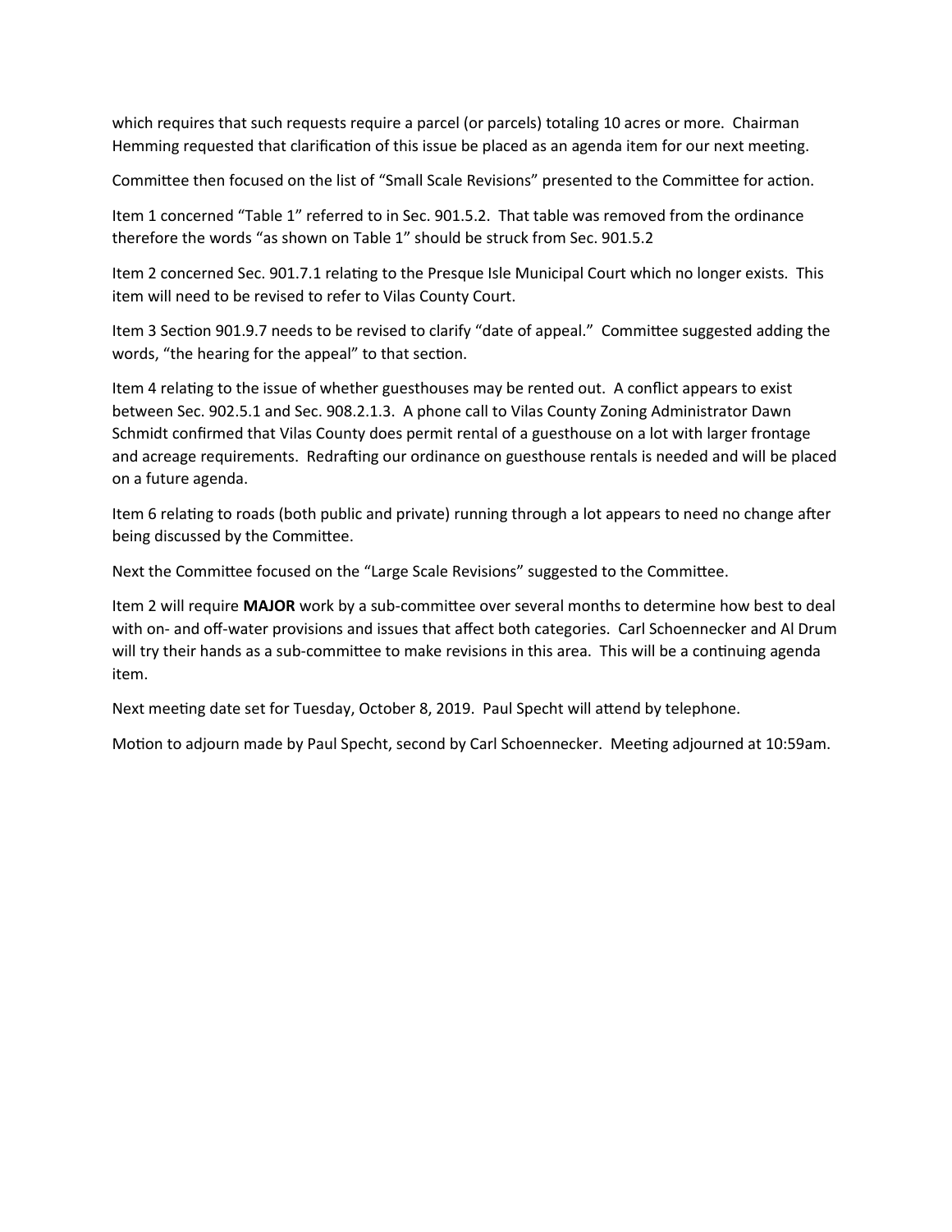which requires that such requests require a parcel (or parcels) totaling 10 acres or more. Chairman Hemming requested that clarification of this issue be placed as an agenda item for our next meeting.

Committee then focused on the list of "Small Scale Revisions" presented to the Committee for action.

Item 1 concerned "Table 1" referred to in Sec. 901.5.2. That table was removed from the ordinance therefore the words "as shown on Table 1" should be struck from Sec. 901.5.2

Item 2 concerned Sec. 901.7.1 relating to the Presque Isle Municipal Court which no longer exists. This item will need to be revised to refer to Vilas County Court.

Item 3 Section 901.9.7 needs to be revised to clarify "date of appeal." Committee suggested adding the words, "the hearing for the appeal" to that section.

Item 4 relating to the issue of whether guesthouses may be rented out. A conflict appears to exist between Sec. 902.5.1 and Sec. 908.2.1.3. A phone call to Vilas County Zoning Administrator Dawn Schmidt confirmed that Vilas County does permit rental of a guesthouse on a lot with larger frontage and acreage requirements. Redrafting our ordinance on guesthouse rentals is needed and will be placed on a future agenda.

Item 6 relating to roads (both public and private) running through a lot appears to need no change after being discussed by the Committee.

Next the Committee focused on the "Large Scale Revisions" suggested to the Committee.

Item 2 will require **MAJOR** work by a sub-committee over several months to determine how best to deal with on- and off-water provisions and issues that affect both categories. Carl Schoennecker and Al Drum will try their hands as a sub-committee to make revisions in this area. This will be a continuing agenda item.

Next meeting date set for Tuesday, October 8, 2019. Paul Specht will attend by telephone.

Motion to adjourn made by Paul Specht, second by Carl Schoennecker. Meeting adjourned at 10:59am.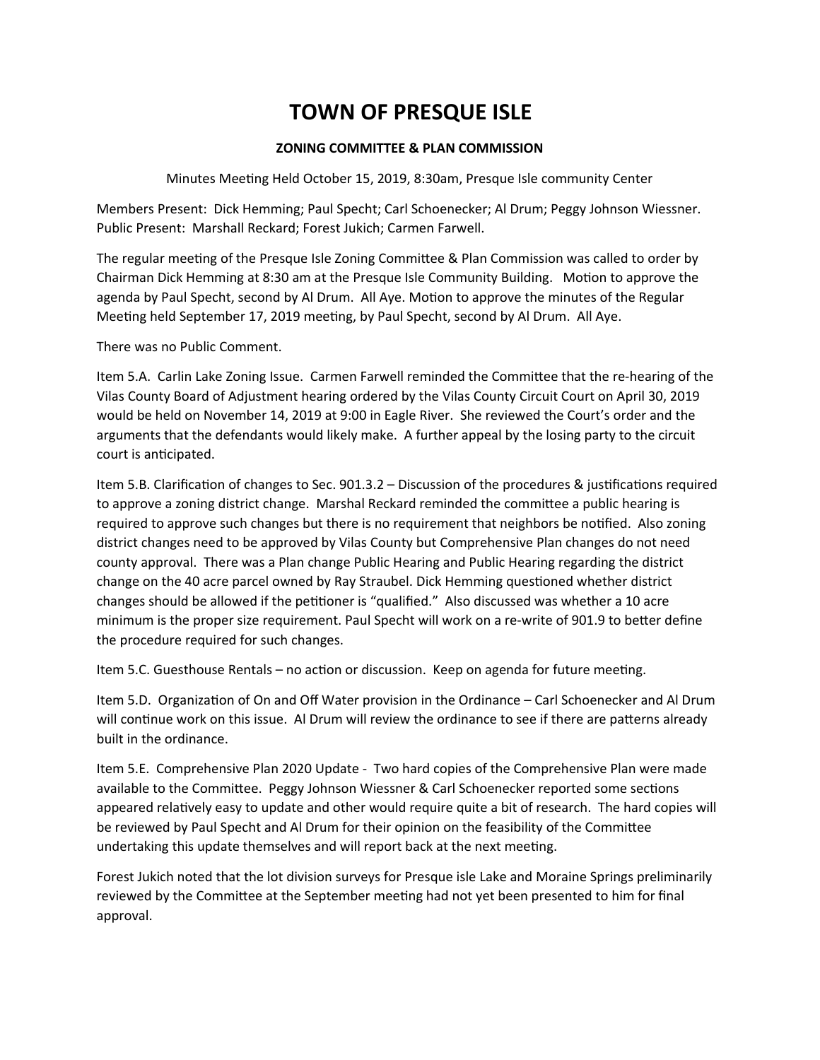# TOWN OF PRESQUE ISLE

### ZONING COMMITTEE & PLAN COMMISSION

Minutes Meeting Held October 15, 2019, 8:30am, Presque Isle community Center

Members Present: Dick Hemming; Paul Specht; Carl Schoenecker; Al Drum; Peggy Johnson Wiessner. Public Present: Marshall Reckard; Forest Jukich; Carmen Farwell.

The regular meeting of the Presque Isle Zoning Committee & Plan Commission was called to order by Chairman Dick Hemming at 8:30 am at the Presque Isle Community Building. Motion to approve the agenda by Paul Specht, second by Al Drum. All Aye. Motion to approve the minutes of the Regular Meeting held September 17, 2019 meeting, by Paul Specht, second by Al Drum. All Aye.

There was no Public Comment.

Item 5.A. Carlin Lake Zoning Issue. Carmen Farwell reminded the Committee that the re-hearing of the Vilas County Board of Adjustment hearing ordered by the Vilas County Circuit Court on April 30, 2019 would be held on November 14, 2019 at 9:00 in Eagle River. She reviewed the Court's order and the arguments that the defendants would likely make. A further appeal by the losing party to the circuit court is anticipated.

Item 5.B. Clarification of changes to Sec. 901.3.2 – Discussion of the procedures & justifications required to approve a zoning district change. Marshal Reckard reminded the committee a public hearing is required to approve such changes but there is no requirement that neighbors be notified. Also zoning district changes need to be approved by Vilas County but Comprehensive Plan changes do not need county approval. There was a Plan change Public Hearing and Public Hearing regarding the district change on the 40 acre parcel owned by Ray Straubel. Dick Hemming questioned whether district changes should be allowed if the petitioner is "qualified." Also discussed was whether a 10 acre minimum is the proper size requirement. Paul Specht will work on a re-write of 901.9 to better define the procedure required for such changes.

Item 5.C. Guesthouse Rentals – no action or discussion. Keep on agenda for future meeting.

Item 5.D. Organization of On and Off Water provision in the Ordinance – Carl Schoenecker and Al Drum will continue work on this issue. Al Drum will review the ordinance to see if there are patterns already built in the ordinance.

Item 5.E. Comprehensive Plan 2020 Update - Two hard copies of the Comprehensive Plan were made available to the Committee. Peggy Johnson Wiessner & Carl Schoenecker reported some sections appeared relatively easy to update and other would require quite a bit of research. The hard copies will be reviewed by Paul Specht and Al Drum for their opinion on the feasibility of the Committee undertaking this update themselves and will report back at the next meeting.

Forest Jukich noted that the lot division surveys for Presque isle Lake and Moraine Springs preliminarily reviewed by the Committee at the September meeting had not yet been presented to him for final approval.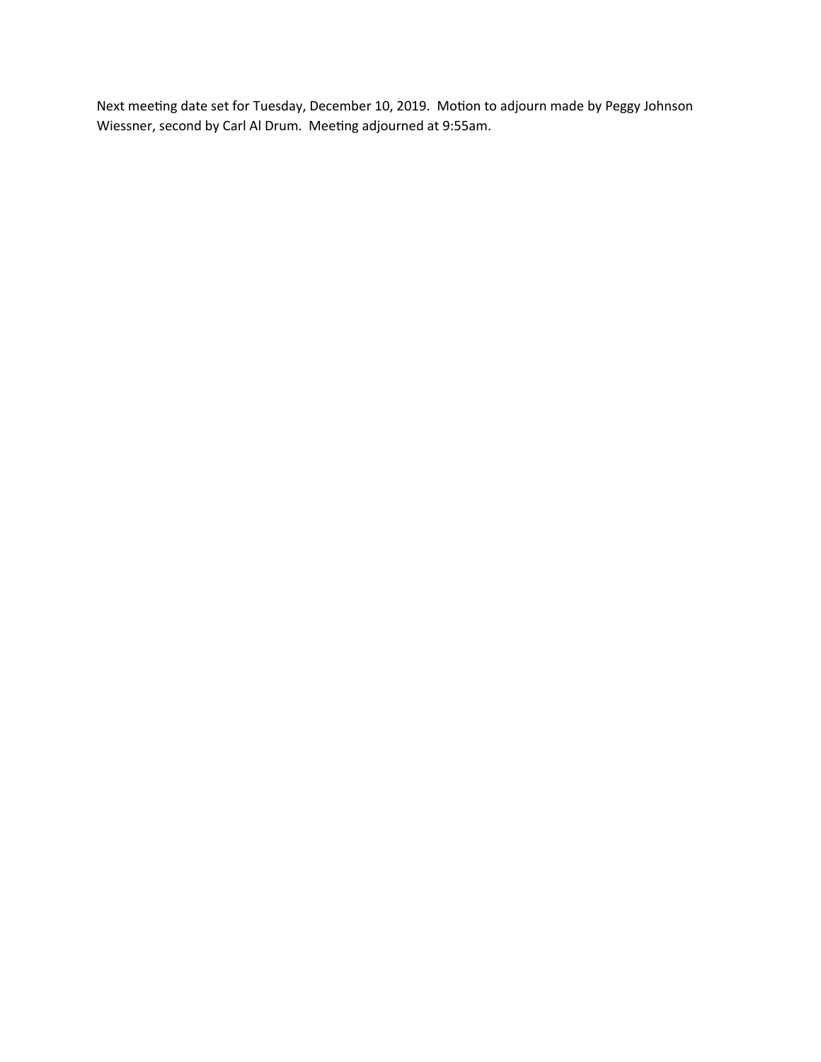Next meeting date set for Tuesday, December 10, 2019. Motion to adjourn made by Peggy Johnson Wiessner, second by Carl Al Drum. Meeting adjourned at 9:55am.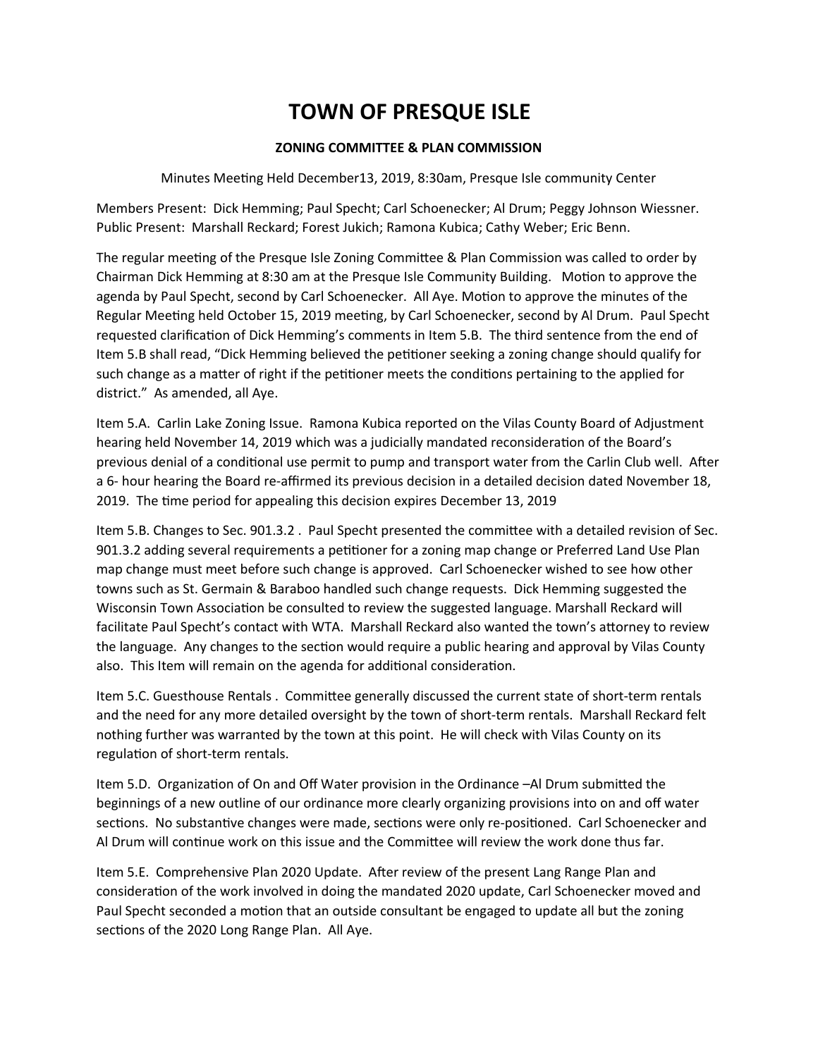# TOWN OF PRESQUE ISLE

## ZONING COMMITTEE & PLAN COMMISSION

Minutes Meeting Held December13, 2019, 8:30am, Presque Isle community Center

Members Present: Dick Hemming; Paul Specht; Carl Schoenecker; Al Drum; Peggy Johnson Wiessner. Public Present: Marshall Reckard; Forest Jukich; Ramona Kubica; Cathy Weber; Eric Benn.

The regular meeting of the Presque Isle Zoning Committee & Plan Commission was called to order by Chairman Dick Hemming at 8:30 am at the Presque Isle Community Building. Motion to approve the agenda by Paul Specht, second by Carl Schoenecker. All Aye. Motion to approve the minutes of the Regular Meeting held October 15, 2019 meeting, by Carl Schoenecker, second by Al Drum. Paul Specht requested clarification of Dick Hemming's comments in Item 5.B. The third sentence from the end of Item 5.B shall read, "Dick Hemming believed the petitioner seeking a zoning change should qualify for such change as a matter of right if the petitioner meets the conditions pertaining to the applied for district." As amended, all Aye.

Item 5.A. Carlin Lake Zoning Issue. Ramona Kubica reported on the Vilas County Board of Adjustment hearing held November 14, 2019 which was a judicially mandated reconsideration of the Board's previous denial of a conditional use permit to pump and transport water from the Carlin Club well. After a 6- hour hearing the Board re-affirmed its previous decision in a detailed decision dated November 18, 2019. The time period for appealing this decision expires December 13, 2019

Item 5.B. Changes to Sec. 901.3.2 . Paul Specht presented the committee with a detailed revision of Sec. 901.3.2 adding several requirements a petitioner for a zoning map change or Preferred Land Use Plan map change must meet before such change is approved. Carl Schoenecker wished to see how other towns such as St. Germain & Baraboo handled such change requests. Dick Hemming suggested the Wisconsin Town Association be consulted to review the suggested language. Marshall Reckard will facilitate Paul Specht's contact with WTA. Marshall Reckard also wanted the town's attorney to review the language. Any changes to the section would require a public hearing and approval by Vilas County also. This Item will remain on the agenda for additional consideration.

Item 5.C. Guesthouse Rentals . Committee generally discussed the current state of short-term rentals and the need for any more detailed oversight by the town of short-term rentals. Marshall Reckard felt nothing further was warranted by the town at this point. He will check with Vilas County on its regulation of short-term rentals.

Item 5.D. Organization of On and Off Water provision in the Ordinance –Al Drum submitted the beginnings of a new outline of our ordinance more clearly organizing provisions into on and off water sections. No substantive changes were made, sections were only re-positioned. Carl Schoenecker and Al Drum will continue work on this issue and the Committee will review the work done thus far.

Item 5.E. Comprehensive Plan 2020 Update. After review of the present Lang Range Plan and consideration of the work involved in doing the mandated 2020 update, Carl Schoenecker moved and Paul Specht seconded a motion that an outside consultant be engaged to update all but the zoning sections of the 2020 Long Range Plan. All Aye.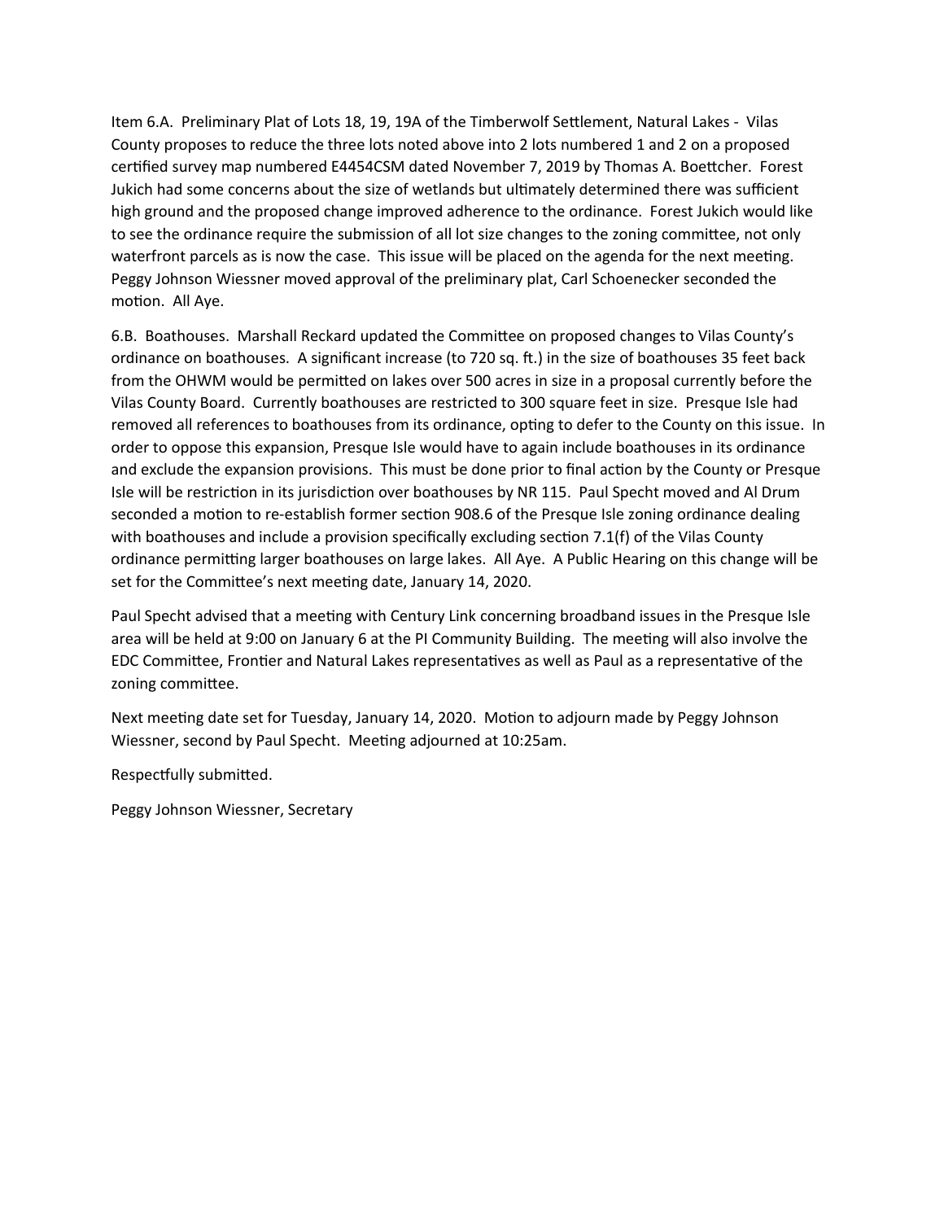Item 6.A. Preliminary Plat of Lots 18, 19, 19A of the Timberwolf Settlement, Natural Lakes - Vilas County proposes to reduce the three lots noted above into 2 lots numbered 1 and 2 on a proposed certified survey map numbered E4454CSM dated November 7, 2019 by Thomas A. Boettcher. Forest Jukich had some concerns about the size of wetlands but ultimately determined there was sufficient high ground and the proposed change improved adherence to the ordinance. Forest Jukich would like to see the ordinance require the submission of all lot size changes to the zoning committee, not only waterfront parcels as is now the case. This issue will be placed on the agenda for the next meeting. Peggy Johnson Wiessner moved approval of the preliminary plat, Carl Schoenecker seconded the motion. All Aye.

6.B. Boathouses. Marshall Reckard updated the Committee on proposed changes to Vilas County's ordinance on boathouses. A significant increase (to 720 sq. ft.) in the size of boathouses 35 feet back from the OHWM would be permitted on lakes over 500 acres in size in a proposal currently before the Vilas County Board. Currently boathouses are restricted to 300 square feet in size. Presque Isle had removed all references to boathouses from its ordinance, opting to defer to the County on this issue. In order to oppose this expansion, Presque Isle would have to again include boathouses in its ordinance and exclude the expansion provisions. This must be done prior to final action by the County or Presque Isle will be restriction in its jurisdiction over boathouses by NR 115. Paul Specht moved and Al Drum seconded a motion to re-establish former section 908.6 of the Presque Isle zoning ordinance dealing with boathouses and include a provision specifically excluding section 7.1(f) of the Vilas County ordinance permitting larger boathouses on large lakes. All Aye. A Public Hearing on this change will be set for the Committee's next meeting date, January 14, 2020.

Paul Specht advised that a meeting with Century Link concerning broadband issues in the Presque Isle area will be held at 9:00 on January 6 at the PI Community Building. The meeting will also involve the EDC Committee, Frontier and Natural Lakes representatives as well as Paul as a representative of the zoning committee.

Next meeting date set for Tuesday, January 14, 2020. Motion to adjourn made by Peggy Johnson Wiessner, second by Paul Specht. Meeting adjourned at 10:25am.

Respectfully submitted.

Peggy Johnson Wiessner, Secretary